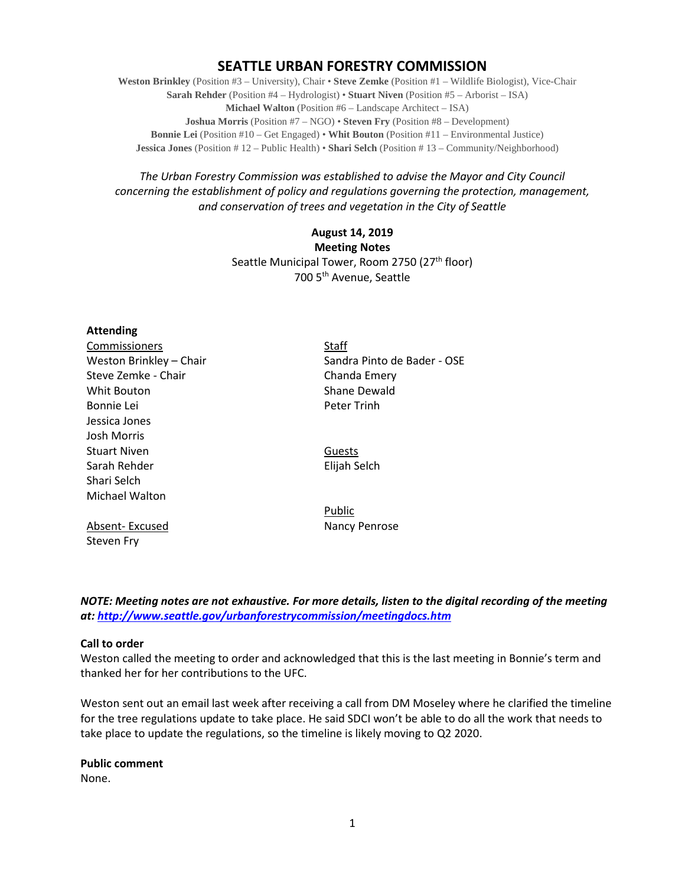# SEATTLE URBAN FORESTRY COMMISSION

**Weston Brinkley** (Position #3 – University), Chair • **Steve Zemke** (Position #1 – Wildlife Biologist), Vice-Chair
**Sarah Rehder** (Position #4 – Hydrologist) • **Stuart Niven** (Position #5 – Arborist – ISA)
**Michael Walton** (Position #6 – Landscape Architect – ISA)
**Joshua Morris** (Position #7 – NGO) • **Steven Fry** (Position #8 – Development)
**Bonnie Lei** (Position #10 – Get Engaged) • **Whit Bouton** (Position #11 – Environmental Justice)
**Jessica Jones** (Position # 12 – Public Health) • **Shari Selch** (Position # 13 – Community/Neighborhood)

*The Urban Forestry Commission was established to advise the Mayor and City Council concerning the establishment of policy and regulations governing the protection, management, and conservation of trees and vegetation in the City of Seattle*

**August 14, 2019**
**Meeting Notes**
Seattle Municipal Tower, Room 2750 (27th floor)
700 5th Avenue, Seattle

**Attending**

Commissioners
Weston Brinkley – Chair
Steve Zemke - Chair
Whit Bouton
Bonnie Lei
Jessica Jones
Josh Morris
Stuart Niven
Sarah Rehder
Shari Selch
Michael Walton

Absent- Excused
Steven Fry

Staff
Sandra Pinto de Bader - OSE
Chanda Emery
Shane Dewald
Peter Trinh

Guests
Elijah Selch

Public
Nancy Penrose

***NOTE: Meeting notes are not exhaustive. For more details, listen to the digital recording of the meeting at: http://www.seattle.gov/urbanforestrycommission/meetingdocs.htm***

**Call to order**
Weston called the meeting to order and acknowledged that this is the last meeting in Bonnie's term and thanked her for her contributions to the UFC.

Weston sent out an email last week after receiving a call from DM Moseley where he clarified the timeline for the tree regulations update to take place. He said SDCI won't be able to do all the work that needs to take place to update the regulations, so the timeline is likely moving to Q2 2020.

**Public comment**
None.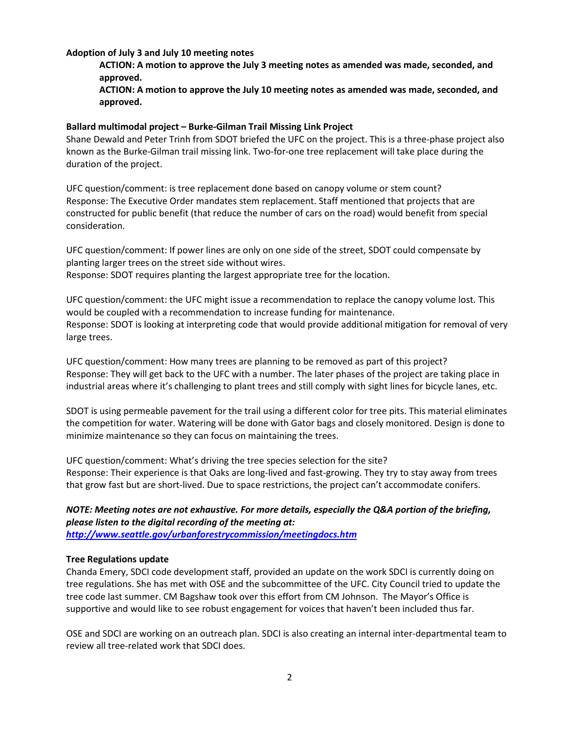**Adoption of July 3 and July 10 meeting notes**

> **ACTION: A motion to approve the July 3 meeting notes as amended was made, seconded, and approved.**
>
> **ACTION: A motion to approve the July 10 meeting notes as amended was made, seconded, and approved.**

**Ballard multimodal project – Burke-Gilman Trail Missing Link Project**

Shane Dewald and Peter Trinh from SDOT briefed the UFC on the project. This is a three-phase project also known as the Burke-Gilman trail missing link. Two-for-one tree replacement will take place during the duration of the project.

UFC question/comment: is tree replacement done based on canopy volume or stem count?
Response: The Executive Order mandates stem replacement. Staff mentioned that projects that are constructed for public benefit (that reduce the number of cars on the road) would benefit from special consideration.

UFC question/comment: If power lines are only on one side of the street, SDOT could compensate by planting larger trees on the street side without wires.
Response: SDOT requires planting the largest appropriate tree for the location.

UFC question/comment: the UFC might issue a recommendation to replace the canopy volume lost. This would be coupled with a recommendation to increase funding for maintenance.
Response: SDOT is looking at interpreting code that would provide additional mitigation for removal of very large trees.

UFC question/comment: How many trees are planning to be removed as part of this project?
Response: They will get back to the UFC with a number. The later phases of the project are taking place in industrial areas where it's challenging to plant trees and still comply with sight lines for bicycle lanes, etc.

SDOT is using permeable pavement for the trail using a different color for tree pits. This material eliminates the competition for water. Watering will be done with Gator bags and closely monitored. Design is done to minimize maintenance so they can focus on maintaining the trees.

UFC question/comment: What's driving the tree species selection for the site?
Response: Their experience is that Oaks are long-lived and fast-growing. They try to stay away from trees that grow fast but are short-lived. Due to space restrictions, the project can't accommodate conifers.

***NOTE: Meeting notes are not exhaustive. For more details, especially the Q&A portion of the briefing, please listen to the digital recording of the meeting at:***
***http://www.seattle.gov/urbanforestrycommission/meetingdocs.htm***

**Tree Regulations update**

Chanda Emery, SDCI code development staff, provided an update on the work SDCI is currently doing on tree regulations. She has met with OSE and the subcommittee of the UFC. City Council tried to update the tree code last summer. CM Bagshaw took over this effort from CM Johnson. The Mayor's Office is supportive and would like to see robust engagement for voices that haven't been included thus far.

OSE and SDCI are working on an outreach plan. SDCI is also creating an internal inter-departmental team to review all tree-related work that SDCI does.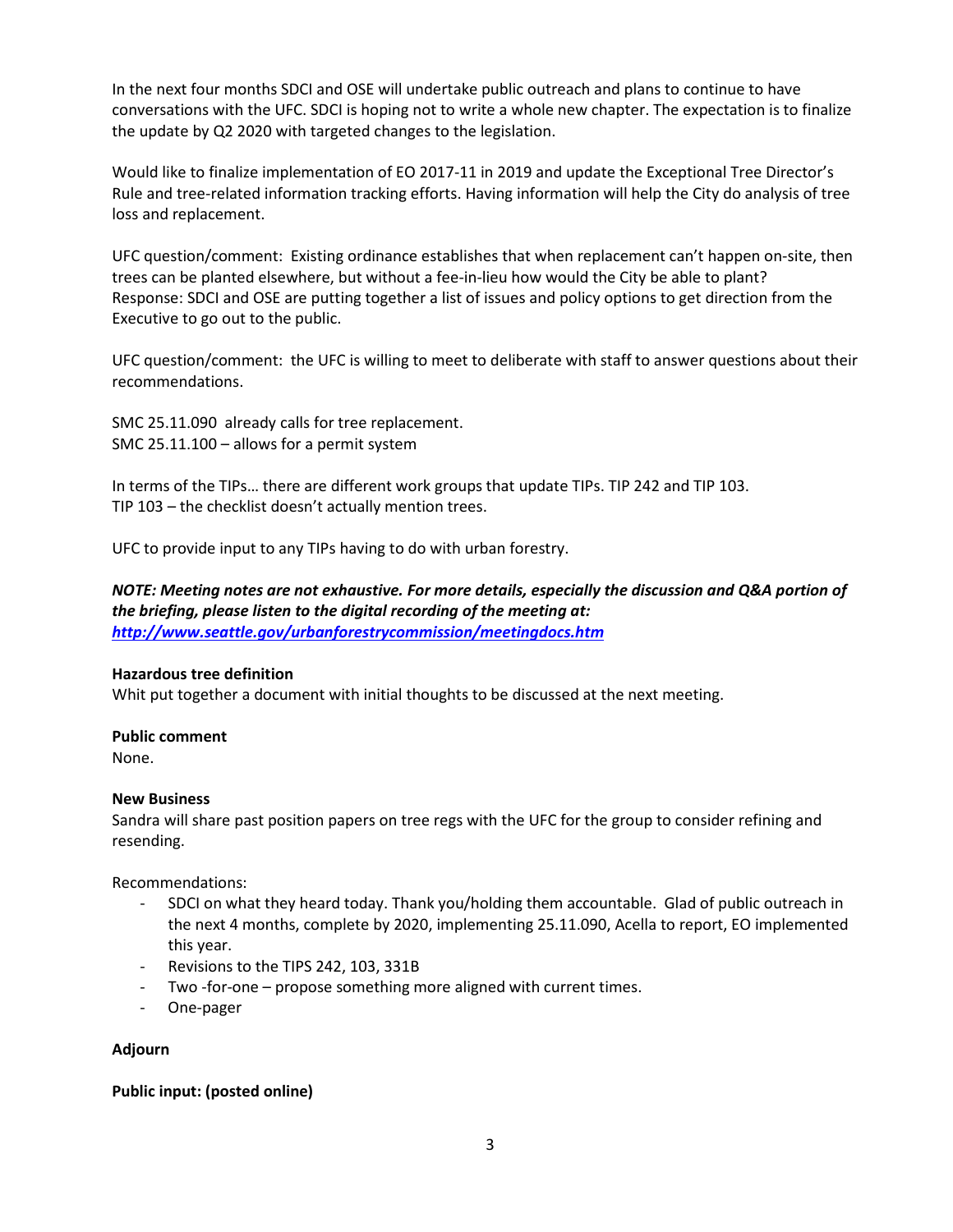In the next four months SDCI and OSE will undertake public outreach and plans to continue to have conversations with the UFC. SDCI is hoping not to write a whole new chapter. The expectation is to finalize the update by Q2 2020 with targeted changes to the legislation.

Would like to finalize implementation of EO 2017-11 in 2019 and update the Exceptional Tree Director's Rule and tree-related information tracking efforts. Having information will help the City do analysis of tree loss and replacement.

UFC question/comment: Existing ordinance establishes that when replacement can't happen on-site, then trees can be planted elsewhere, but without a fee-in-lieu how would the City be able to plant?
Response: SDCI and OSE are putting together a list of issues and policy options to get direction from the Executive to go out to the public.

UFC question/comment: the UFC is willing to meet to deliberate with staff to answer questions about their recommendations.

SMC 25.11.090 already calls for tree replacement.
SMC 25.11.100 – allows for a permit system

In terms of the TIPs… there are different work groups that update TIPs. TIP 242 and TIP 103.
TIP 103 – the checklist doesn't actually mention trees.

UFC to provide input to any TIPs having to do with urban forestry.

***NOTE: Meeting notes are not exhaustive. For more details, especially the discussion and Q&A portion of the briefing, please listen to the digital recording of the meeting at:*** ***[http://www.seattle.gov/urbanforestrycommission/meetingdocs.htm](http://www.seattle.gov/urbanforestrycommission/meetingdocs.htm)***

**Hazardous tree definition**
Whit put together a document with initial thoughts to be discussed at the next meeting.

**Public comment**
None.

**New Business**
Sandra will share past position papers on tree regs with the UFC for the group to consider refining and resending.

Recommendations:

- SDCI on what they heard today. Thank you/holding them accountable. Glad of public outreach in the next 4 months, complete by 2020, implementing 25.11.090, Acella to report, EO implemented this year.
- Revisions to the TIPS 242, 103, 331B
- Two -for-one – propose something more aligned with current times.
- One-pager

**Adjourn**

**Public input: (posted online)**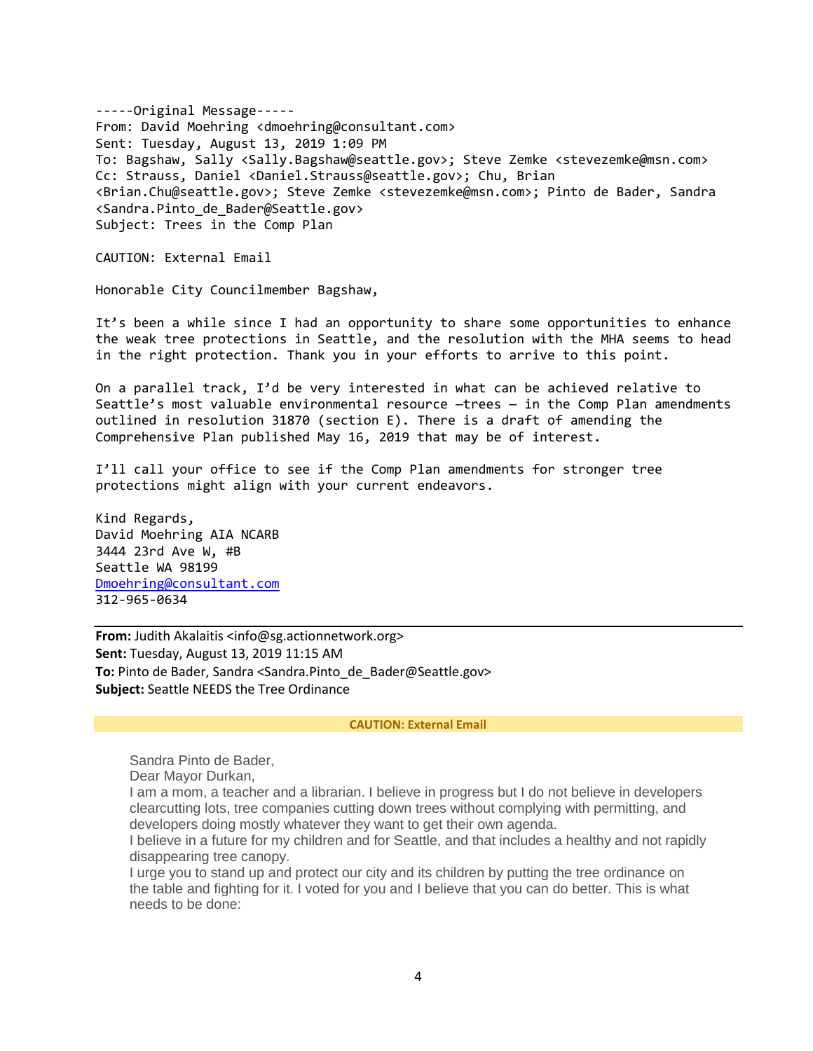-----Original Message-----
From: David Moehring <dmoehring@consultant.com>
Sent: Tuesday, August 13, 2019 1:09 PM
To: Bagshaw, Sally <Sally.Bagshaw@seattle.gov>; Steve Zemke <stevezemke@msn.com>
Cc: Strauss, Daniel <Daniel.Strauss@seattle.gov>; Chu, Brian <Brian.Chu@seattle.gov>; Steve Zemke <stevezemke@msn.com>; Pinto de Bader, Sandra <Sandra.Pinto_de_Bader@Seattle.gov>
Subject: Trees in the Comp Plan

CAUTION: External Email

Honorable City Councilmember Bagshaw,

It's been a while since I had an opportunity to share some opportunities to enhance the weak tree protections in Seattle, and the resolution with the MHA seems to head in the right protection. Thank you in your efforts to arrive to this point.

On a parallel track, I'd be very interested in what can be achieved relative to Seattle's most valuable environmental resource –trees – in the Comp Plan amendments outlined in resolution 31870 (section E). There is a draft of amending the Comprehensive Plan published May 16, 2019 that may be of interest.

I'll call your office to see if the Comp Plan amendments for stronger tree protections might align with your current endeavors.

Kind Regards,
David Moehring AIA NCARB
3444 23rd Ave W, #B
Seattle WA 98199
Dmoehring@consultant.com
312-965-0634

---

**From:** Judith Akalaitis <info@sg.actionnetwork.org>
**Sent:** Tuesday, August 13, 2019 11:15 AM
**To:** Pinto de Bader, Sandra <Sandra.Pinto_de_Bader@Seattle.gov>
**Subject:** Seattle NEEDS the Tree Ordinance

**CAUTION: External Email**

Sandra Pinto de Bader,
Dear Mayor Durkan,
I am a mom, a teacher and a librarian. I believe in progress but I do not believe in developers clearcutting lots, tree companies cutting down trees without complying with permitting, and developers doing mostly whatever they want to get their own agenda.
I believe in a future for my children and for Seattle, and that includes a healthy and not rapidly disappearing tree canopy.
I urge you to stand up and protect our city and its children by putting the tree ordinance on the table and fighting for it. I voted for you and I believe that you can do better. This is what needs to be done: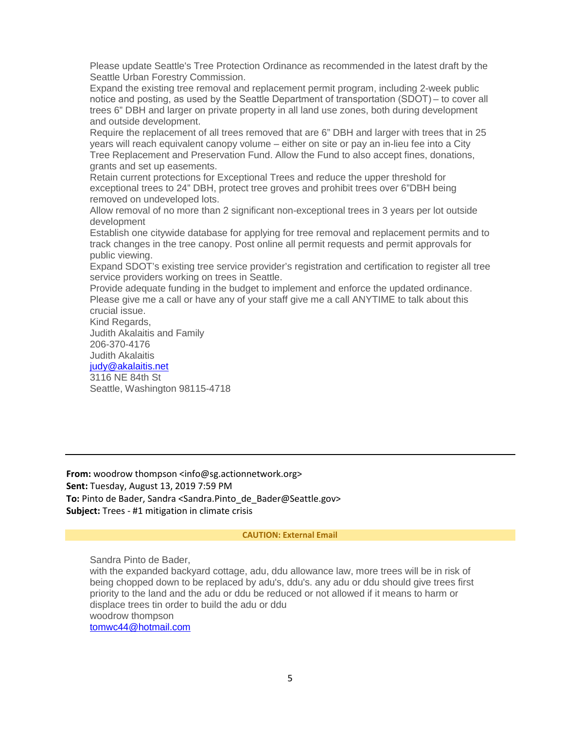Please update Seattle's Tree Protection Ordinance as recommended in the latest draft by the Seattle Urban Forestry Commission.
Expand the existing tree removal and replacement permit program, including 2-week public notice and posting, as used by the Seattle Department of transportation (SDOT) – to cover all trees 6" DBH and larger on private property in all land use zones, both during development and outside development.
Require the replacement of all trees removed that are 6" DBH and larger with trees that in 25 years will reach equivalent canopy volume – either on site or pay an in-lieu fee into a City Tree Replacement and Preservation Fund. Allow the Fund to also accept fines, donations, grants and set up easements.
Retain current protections for Exceptional Trees and reduce the upper threshold for exceptional trees to 24" DBH, protect tree groves and prohibit trees over 6"DBH being removed on undeveloped lots.
Allow removal of no more than 2 significant non-exceptional trees in 3 years per lot outside development
Establish one citywide database for applying for tree removal and replacement permits and to track changes in the tree canopy. Post online all permit requests and permit approvals for public viewing.
Expand SDOT's existing tree service provider's registration and certification to register all tree service providers working on trees in Seattle.
Provide adequate funding in the budget to implement and enforce the updated ordinance.
Please give me a call or have any of your staff give me a call ANYTIME to talk about this crucial issue.
Kind Regards,
Judith Akalaitis and Family
206-370-4176
Judith Akalaitis
judy@akalaitis.net
3116 NE 84th St
Seattle, Washington 98115-4718

---

**From:** woodrow thompson <info@sg.actionnetwork.org>
**Sent:** Tuesday, August 13, 2019 7:59 PM
**To:** Pinto de Bader, Sandra <Sandra.Pinto_de_Bader@Seattle.gov>
**Subject:** Trees - #1 mitigation in climate crisis

**CAUTION: External Email**

Sandra Pinto de Bader,
with the expanded backyard cottage, adu, ddu allowance law, more trees will be in risk of being chopped down to be replaced by adu's, ddu's. any adu or ddu should give trees first priority to the land and the adu or ddu be reduced or not allowed if it means to harm or displace trees tin order to build the adu or ddu
woodrow thompson
tomwc44@hotmail.com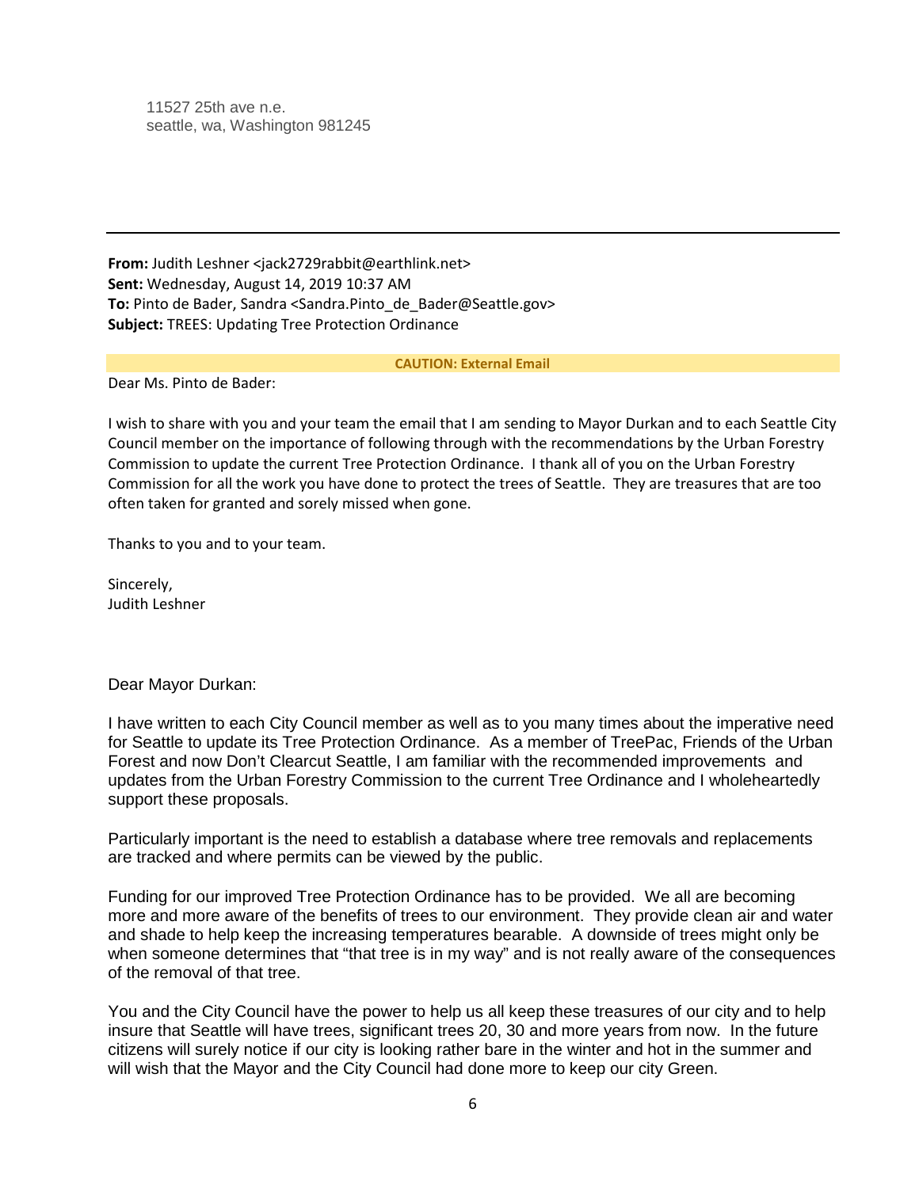11527 25th ave n.e.
seattle, wa, Washington 981245

---

**From:** Judith Leshner <jack2729rabbit@earthlink.net>
**Sent:** Wednesday, August 14, 2019 10:37 AM
**To:** Pinto de Bader, Sandra <Sandra.Pinto_de_Bader@Seattle.gov>
**Subject:** TREES: Updating Tree Protection Ordinance

**CAUTION: External Email**

Dear Ms. Pinto de Bader:

I wish to share with you and your team the email that I am sending to Mayor Durkan and to each Seattle City Council member on the importance of following through with the recommendations by the Urban Forestry Commission to update the current Tree Protection Ordinance. I thank all of you on the Urban Forestry Commission for all the work you have done to protect the trees of Seattle. They are treasures that are too often taken for granted and sorely missed when gone.

Thanks to you and to your team.

Sincerely,
Judith Leshner

Dear Mayor Durkan:

I have written to each City Council member as well as to you many times about the imperative need for Seattle to update its Tree Protection Ordinance. As a member of TreePac, Friends of the Urban Forest and now Don't Clearcut Seattle, I am familiar with the recommended improvements and updates from the Urban Forestry Commission to the current Tree Ordinance and I wholeheartedly support these proposals.

Particularly important is the need to establish a database where tree removals and replacements are tracked and where permits can be viewed by the public.

Funding for our improved Tree Protection Ordinance has to be provided. We all are becoming more and more aware of the benefits of trees to our environment. They provide clean air and water and shade to help keep the increasing temperatures bearable. A downside of trees might only be when someone determines that "that tree is in my way" and is not really aware of the consequences of the removal of that tree.

You and the City Council have the power to help us all keep these treasures of our city and to help insure that Seattle will have trees, significant trees 20, 30 and more years from now. In the future citizens will surely notice if our city is looking rather bare in the winter and hot in the summer and will wish that the Mayor and the City Council had done more to keep our city Green.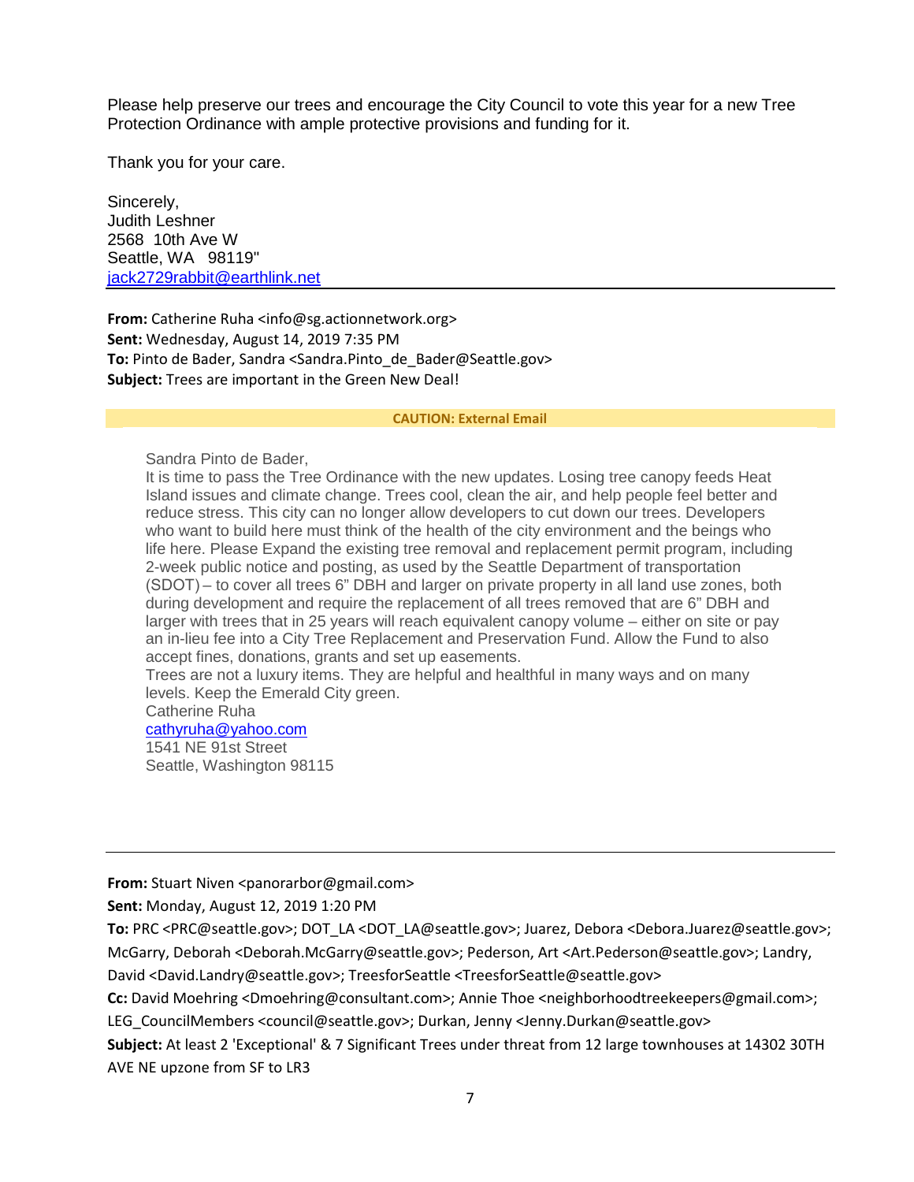Please help preserve our trees and encourage the City Council to vote this year for a new Tree Protection Ordinance with ample protective provisions and funding for it.

Thank you for your care.

Sincerely,
Judith Leshner
2568 10th Ave W
Seattle, WA 98119"
jack2729rabbit@earthlink.net

---

**From:** Catherine Ruha <info@sg.actionnetwork.org>
**Sent:** Wednesday, August 14, 2019 7:35 PM
**To:** Pinto de Bader, Sandra <Sandra.Pinto_de_Bader@Seattle.gov>
**Subject:** Trees are important in the Green New Deal!

**CAUTION: External Email**

Sandra Pinto de Bader,
It is time to pass the Tree Ordinance with the new updates. Losing tree canopy feeds Heat Island issues and climate change. Trees cool, clean the air, and help people feel better and reduce stress. This city can no longer allow developers to cut down our trees. Developers who want to build here must think of the health of the city environment and the beings who life here. Please Expand the existing tree removal and replacement permit program, including 2-week public notice and posting, as used by the Seattle Department of transportation (SDOT) – to cover all trees 6" DBH and larger on private property in all land use zones, both during development and require the replacement of all trees removed that are 6" DBH and larger with trees that in 25 years will reach equivalent canopy volume – either on site or pay an in-lieu fee into a City Tree Replacement and Preservation Fund. Allow the Fund to also accept fines, donations, grants and set up easements.
Trees are not a luxury items. They are helpful and healthful in many ways and on many levels. Keep the Emerald City green.
Catherine Ruha
cathyruha@yahoo.com
1541 NE 91st Street
Seattle, Washington 98115

---

**From:** Stuart Niven <panorarbor@gmail.com>
**Sent:** Monday, August 12, 2019 1:20 PM
**To:** PRC <PRC@seattle.gov>; DOT_LA <DOT_LA@seattle.gov>; Juarez, Debora <Debora.Juarez@seattle.gov>; McGarry, Deborah <Deborah.McGarry@seattle.gov>; Pederson, Art <Art.Pederson@seattle.gov>; Landry, David <David.Landry@seattle.gov>; TreesforSeattle <TreesforSeattle@seattle.gov>
**Cc:** David Moehring <Dmoehring@consultant.com>; Annie Thoe <neighborhoodtreekeepers@gmail.com>; LEG_CouncilMembers <council@seattle.gov>; Durkan, Jenny <Jenny.Durkan@seattle.gov>
**Subject:** At least 2 'Exceptional' & 7 Significant Trees under threat from 12 large townhouses at 14302 30TH AVE NE upzone from SF to LR3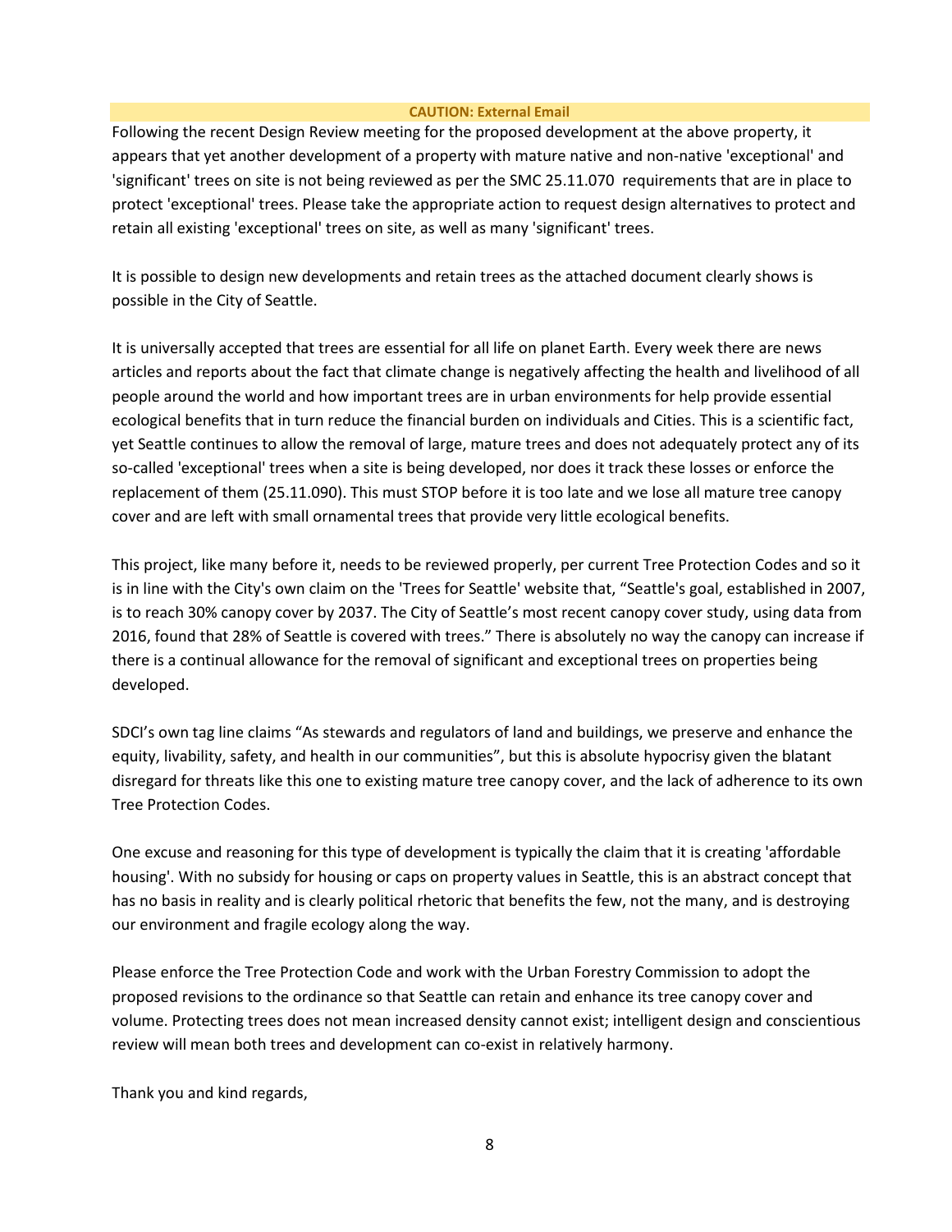**CAUTION: External Email**

Following the recent Design Review meeting for the proposed development at the above property, it appears that yet another development of a property with mature native and non-native 'exceptional' and 'significant' trees on site is not being reviewed as per the SMC 25.11.070 requirements that are in place to protect 'exceptional' trees. Please take the appropriate action to request design alternatives to protect and retain all existing 'exceptional' trees on site, as well as many 'significant' trees.

It is possible to design new developments and retain trees as the attached document clearly shows is possible in the City of Seattle.

It is universally accepted that trees are essential for all life on planet Earth. Every week there are news articles and reports about the fact that climate change is negatively affecting the health and livelihood of all people around the world and how important trees are in urban environments for help provide essential ecological benefits that in turn reduce the financial burden on individuals and Cities. This is a scientific fact, yet Seattle continues to allow the removal of large, mature trees and does not adequately protect any of its so-called 'exceptional' trees when a site is being developed, nor does it track these losses or enforce the replacement of them (25.11.090). This must STOP before it is too late and we lose all mature tree canopy cover and are left with small ornamental trees that provide very little ecological benefits.

This project, like many before it, needs to be reviewed properly, per current Tree Protection Codes and so it is in line with the City's own claim on the 'Trees for Seattle' website that, "Seattle's goal, established in 2007, is to reach 30% canopy cover by 2037. The City of Seattle's most recent canopy cover study, using data from 2016, found that 28% of Seattle is covered with trees." There is absolutely no way the canopy can increase if there is a continual allowance for the removal of significant and exceptional trees on properties being developed.

SDCI's own tag line claims "As stewards and regulators of land and buildings, we preserve and enhance the equity, livability, safety, and health in our communities", but this is absolute hypocrisy given the blatant disregard for threats like this one to existing mature tree canopy cover, and the lack of adherence to its own Tree Protection Codes.

One excuse and reasoning for this type of development is typically the claim that it is creating 'affordable housing'. With no subsidy for housing or caps on property values in Seattle, this is an abstract concept that has no basis in reality and is clearly political rhetoric that benefits the few, not the many, and is destroying our environment and fragile ecology along the way.

Please enforce the Tree Protection Code and work with the Urban Forestry Commission to adopt the proposed revisions to the ordinance so that Seattle can retain and enhance its tree canopy cover and volume. Protecting trees does not mean increased density cannot exist; intelligent design and conscientious review will mean both trees and development can co-exist in relatively harmony.

Thank you and kind regards,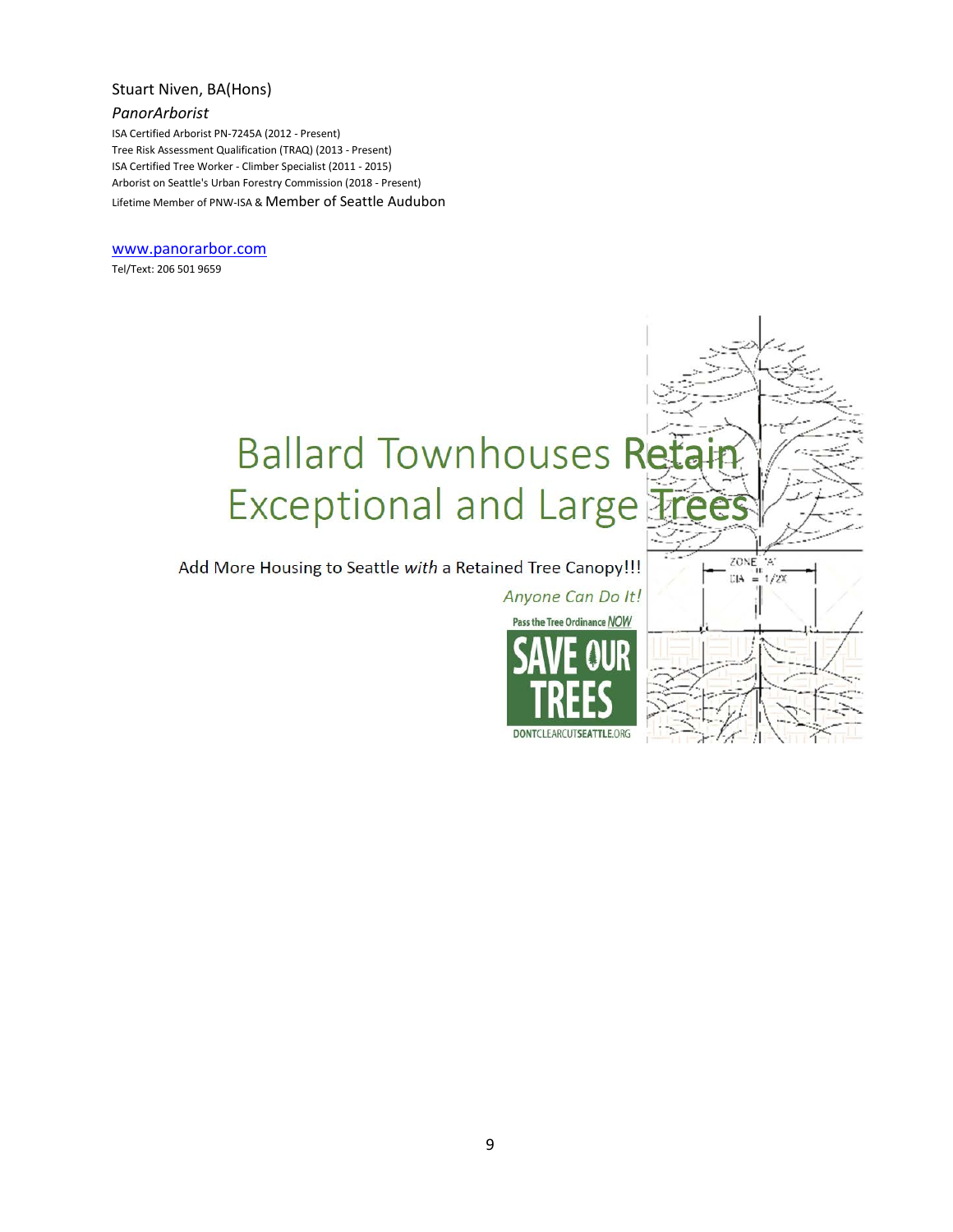Stuart Niven, BA(Hons)

*PanorArborist*

ISA Certified Arborist PN-7245A (2012 - Present)
Tree Risk Assessment Qualification (TRAQ) (2013 - Present)
ISA Certified Tree Worker - Climber Specialist (2011 - 2015)
Arborist on Seattle's Urban Forestry Commission (2018 - Present)
Lifetime Member of PNW-ISA & Member of Seattle Audubon

[www.panorarbor.com](http://www.panorarbor.com)
Tel/Text: 206 501 9659

# Ballard Townhouses Retain Exceptional and Large Trees

Add More Housing to Seattle *with* a Retained Tree Canopy!!!

*Anyone Can Do It!*

Pass the Tree Ordinance *NOW*

SAVE OUR TREES

DONTCLEARCUTSEATTLE.ORG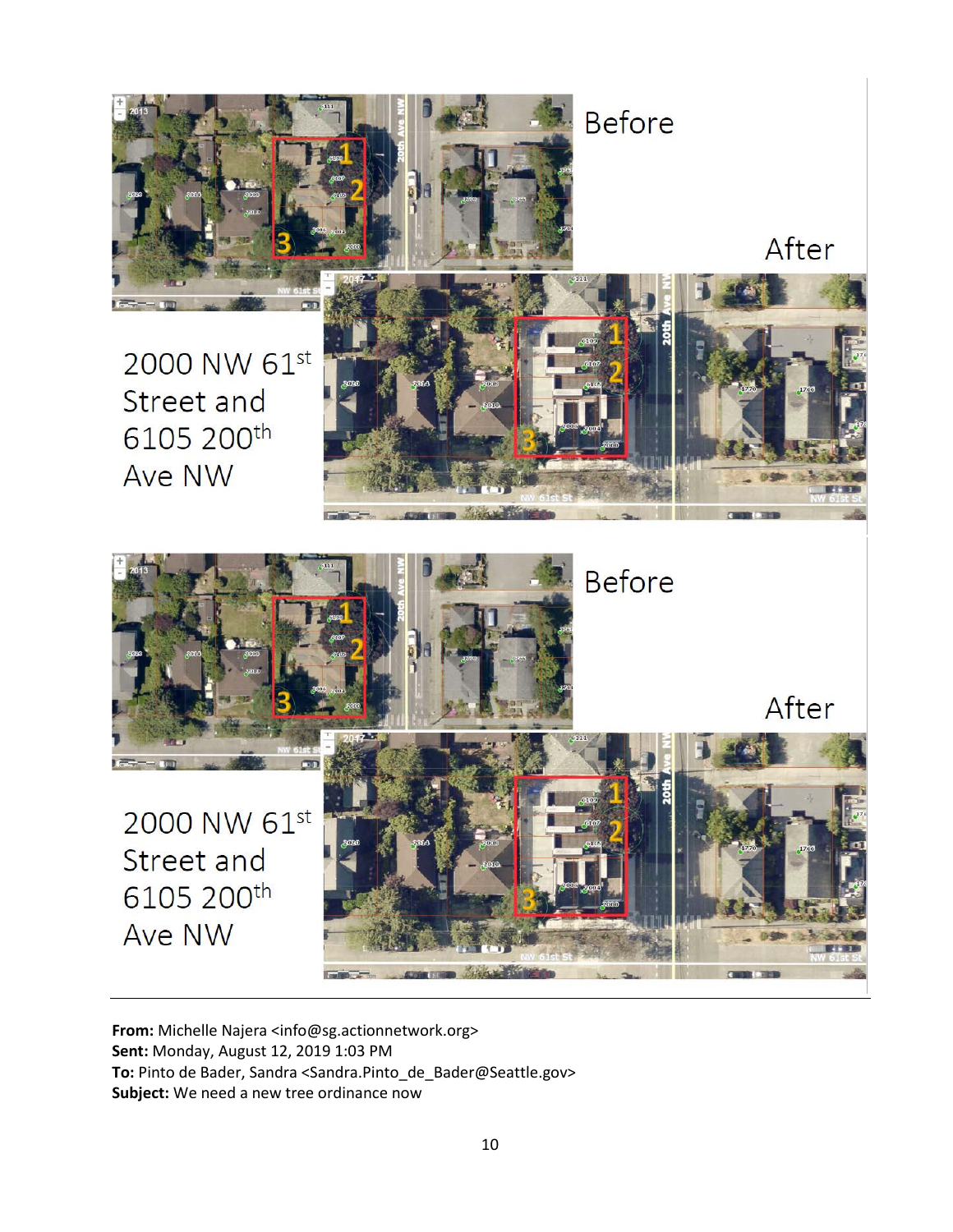Before

After

2000 NW 61st Street and 6105 200th Ave NW

Before

After

2000 NW 61st Street and 6105 200th Ave NW

---

**From:** Michelle Najera <info@sg.actionnetwork.org>
**Sent:** Monday, August 12, 2019 1:03 PM
**To:** Pinto de Bader, Sandra <Sandra.Pinto_de_Bader@Seattle.gov>
**Subject:** We need a new tree ordinance now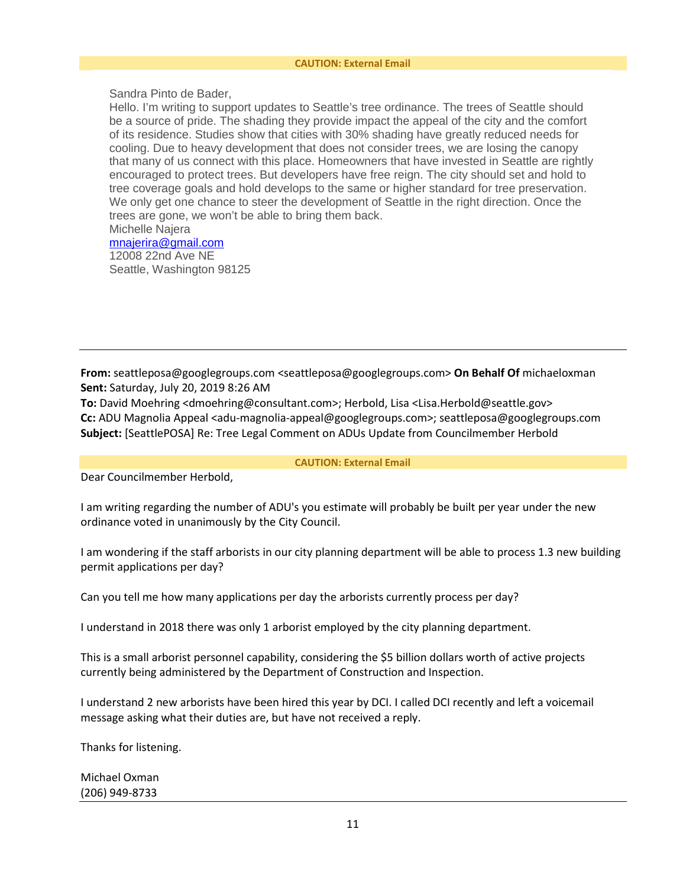**CAUTION: External Email**

Sandra Pinto de Bader,

Hello. I'm writing to support updates to Seattle's tree ordinance. The trees of Seattle should be a source of pride. The shading they provide impact the appeal of the city and the comfort of its residence. Studies show that cities with 30% shading have greatly reduced needs for cooling. Due to heavy development that does not consider trees, we are losing the canopy that many of us connect with this place. Homeowners that have invested in Seattle are rightly encouraged to protect trees. But developers have free reign. The city should set and hold to tree coverage goals and hold develops to the same or higher standard for tree preservation. We only get one chance to steer the development of Seattle in the right direction. Once the trees are gone, we won't be able to bring them back.

Michelle Najera
mnajerira@gmail.com
12008 22nd Ave NE
Seattle, Washington 98125

---

**From:** seattleposa@googlegroups.com <seattleposa@googlegroups.com> **On Behalf Of** michaeloxman
**Sent:** Saturday, July 20, 2019 8:26 AM
**To:** David Moehring <dmoehring@consultant.com>; Herbold, Lisa <Lisa.Herbold@seattle.gov>
**Cc:** ADU Magnolia Appeal <adu-magnolia-appeal@googlegroups.com>; seattleposa@googlegroups.com
**Subject:** [SeattlePOSA] Re: Tree Legal Comment on ADUs Update from Councilmember Herbold

**CAUTION: External Email**

Dear Councilmember Herbold,

I am writing regarding the number of ADU's you estimate will probably be built per year under the new ordinance voted in unanimously by the City Council.

I am wondering if the staff arborists in our city planning department will be able to process 1.3 new building permit applications per day?

Can you tell me how many applications per day the arborists currently process per day?

I understand in 2018 there was only 1 arborist employed by the city planning department.

This is a small arborist personnel capability, considering the $5 billion dollars worth of active projects currently being administered by the Department of Construction and Inspection.

I understand 2 new arborists have been hired this year by DCI. I called DCI recently and left a voicemail message asking what their duties are, but have not received a reply.

Thanks for listening.

Michael Oxman
(206) 949-8733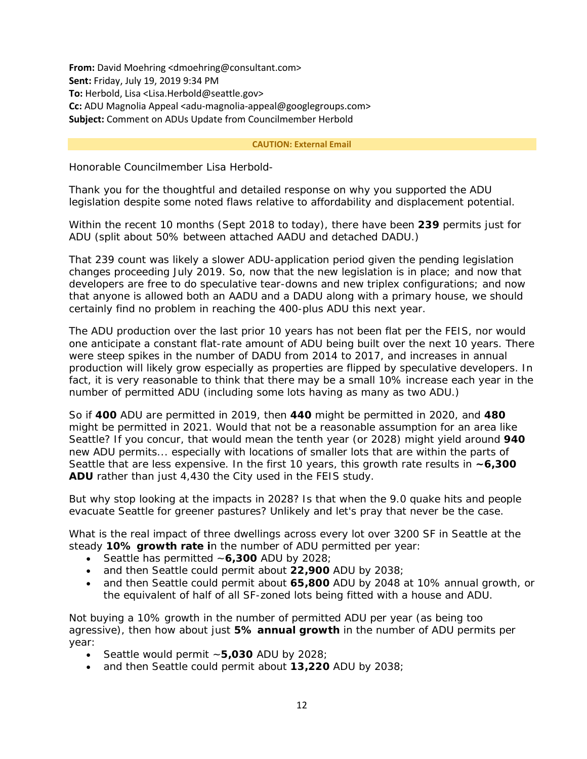**From:** David Moehring <dmoehring@consultant.com>
**Sent:** Friday, July 19, 2019 9:34 PM
**To:** Herbold, Lisa <Lisa.Herbold@seattle.gov>
**Cc:** ADU Magnolia Appeal <adu-magnolia-appeal@googlegroups.com>
**Subject:** Comment on ADUs Update from Councilmember Herbold

**CAUTION: External Email**

Honorable Councilmember Lisa Herbold-

Thank you for the thoughtful and detailed response on why you supported the ADU legislation despite some noted flaws relative to affordability and displacement potential.

Within the recent 10 months (Sept 2018 to today), there have been **239** permits just for ADU (split about 50% between attached AADU and detached DADU.)

That 239 count was likely a slower ADU-application period given the pending legislation changes proceeding July 2019. So, now that the new legislation is in place; and now that developers are free to do speculative tear-downs and new triplex configurations; and now that anyone is allowed both an AADU and a DADU along with a primary house, we should certainly find no problem in reaching the 400-plus ADU this next year.

The ADU production over the last prior 10 years has not been flat per the FEIS, nor would one anticipate a constant flat-rate amount of ADU being built over the next 10 years. There were steep spikes in the number of DADU from 2014 to 2017, and increases in annual production will likely grow especially as properties are flipped by speculative developers. In fact, it is very reasonable to think that there may be a small 10% increase each year in the number of permitted ADU (including some lots having as many as two ADU.)

So if **400** ADU are permitted in 2019, then **440** might be permitted in 2020, and **480** might be permitted in 2021. Would that not be a reasonable assumption for an area like Seattle? If you concur, that would mean the tenth year (or 2028) might yield around **940** new ADU permits... especially with locations of smaller lots that are within the parts of Seattle that are less expensive. In the first 10 years, this growth rate results in **~6,300 ADU** rather than just 4,430 the City used in the FEIS study.

But why stop looking at the impacts in 2028? Is that when the 9.0 quake hits and people evacuate Seattle for greener pastures? Unlikely and let's pray that never be the case.

What is the real impact of three dwellings across every lot over 3200 SF in Seattle at the steady **10% growth rate i**n the number of ADU permitted per year:

- Seattle has permitted ~**6,300** ADU by 2028;
- and then Seattle could permit about **22,900** ADU by 2038;
- and then Seattle could permit about **65,800** ADU by 2048 at 10% annual growth, or the equivalent of half of all SF-zoned lots being fitted with a house and ADU.

Not buying a 10% growth in the number of permitted ADU per year (as being too agressive), then how about just **5% annual growth** in the number of ADU permits per year:

- Seattle would permit ~**5,030** ADU by 2028;
- and then Seattle could permit about **13,220** ADU by 2038;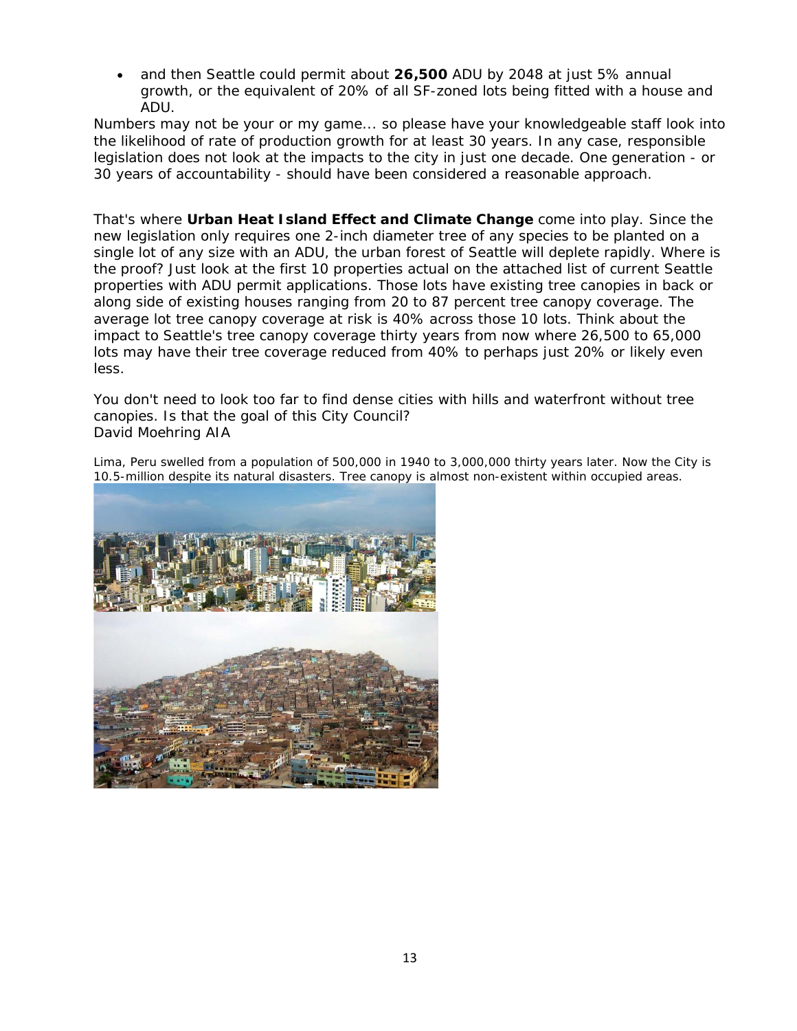- and then Seattle could permit about **26,500** ADU by 2048 at just 5% annual growth, or the equivalent of 20% of all SF-zoned lots being fitted with a house and ADU.

Numbers may not be your or my game... so please have your knowledgeable staff look into the likelihood of rate of production growth for at least 30 years. In any case, responsible legislation does not look at the impacts to the city in just one decade. One generation - or 30 years of accountability - should have been considered a reasonable approach.

That's where **Urban Heat Island Effect and Climate Change** come into play. Since the new legislation only requires one 2-inch diameter tree of any species to be planted on a single lot of any size with an ADU, the urban forest of Seattle will deplete rapidly. Where is the proof? Just look at the first 10 properties actual on the attached list of current Seattle properties with ADU permit applications. Those lots have existing tree canopies in back or along side of existing houses ranging from 20 to 87 percent tree canopy coverage. The average lot tree canopy coverage at risk is 40% across those 10 lots. Think about the impact to Seattle's tree canopy coverage thirty years from now where 26,500 to 65,000 lots may have their tree coverage reduced from 40% to perhaps just 20% or likely even less.

You don't need to look too far to find dense cities with hills and waterfront without tree canopies. Is that the goal of this City Council?
David Moehring AIA

Lima, Peru swelled from a population of 500,000 in 1940 to 3,000,000 thirty years later. Now the City is 10.5-million despite its natural disasters. Tree canopy is almost non-existent within occupied areas.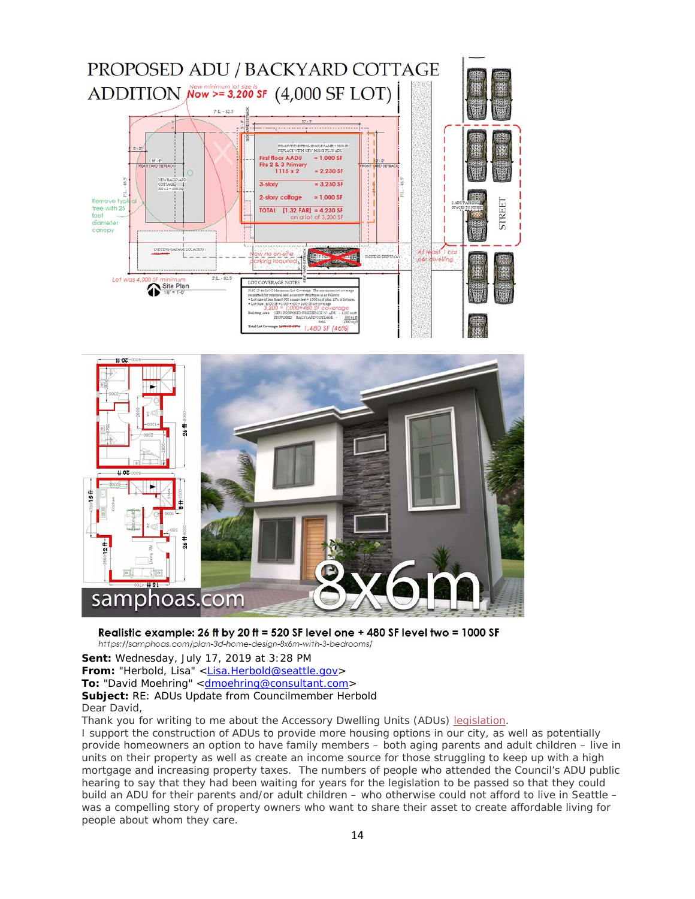# PROPOSED ADU / BACKYARD COTTAGE ADDITION *Now >= 3,200 SF* (4,000 SF LOT)

*New minimum lot size is*

First floor AADU = 1,000 SF
Flrs 2 & 3 Primary 1115 x 2 = 2,230 SF
3-story = 3,230 SF
2-story cottage = 1,000 SF
TOTAL [1.32 FAR] = 4,230 SF on a lot of 3,200 SF

Remove typical tree with 25 foot diameter canopy

Now no on-site parking required

At least 1 car per dwelling

Lot was 4,000 SF minimum

Site Plan

LOT COVERAGE NOTES

3,200 = 1,000+480 SF coverage

1,480 SF (46%)

STREET

samphoas.com

8x6m

**Realistic example: 26 ft by 20 ft = 520 SF level one + 480 SF level two = 1000 SF**

*https://samphoas.com/plan-3d-home-design-8x6m-with-3-bedrooms/*

**Sent:** Wednesday, July 17, 2019 at 3:28 PM
**From:** "Herbold, Lisa" <Lisa.Herbold@seattle.gov>
**To:** "David Moehring" <dmoehring@consultant.com>
**Subject:** RE: ADUs Update from Councilmember Herbold

Dear David,

Thank you for writing to me about the Accessory Dwelling Units (ADUs) legislation.

I support the construction of ADUs to provide more housing options in our city, as well as potentially provide homeowners an option to have family members – both aging parents and adult children – live in units on their property as well as create an income source for those struggling to keep up with a high mortgage and increasing property taxes. The numbers of people who attended the Council's ADU public hearing to say that they had been waiting for years for the legislation to be passed so that they could build an ADU for their parents and/or adult children – who otherwise could not afford to live in Seattle – was a compelling story of property owners who want to share their asset to create affordable living for people about whom they care.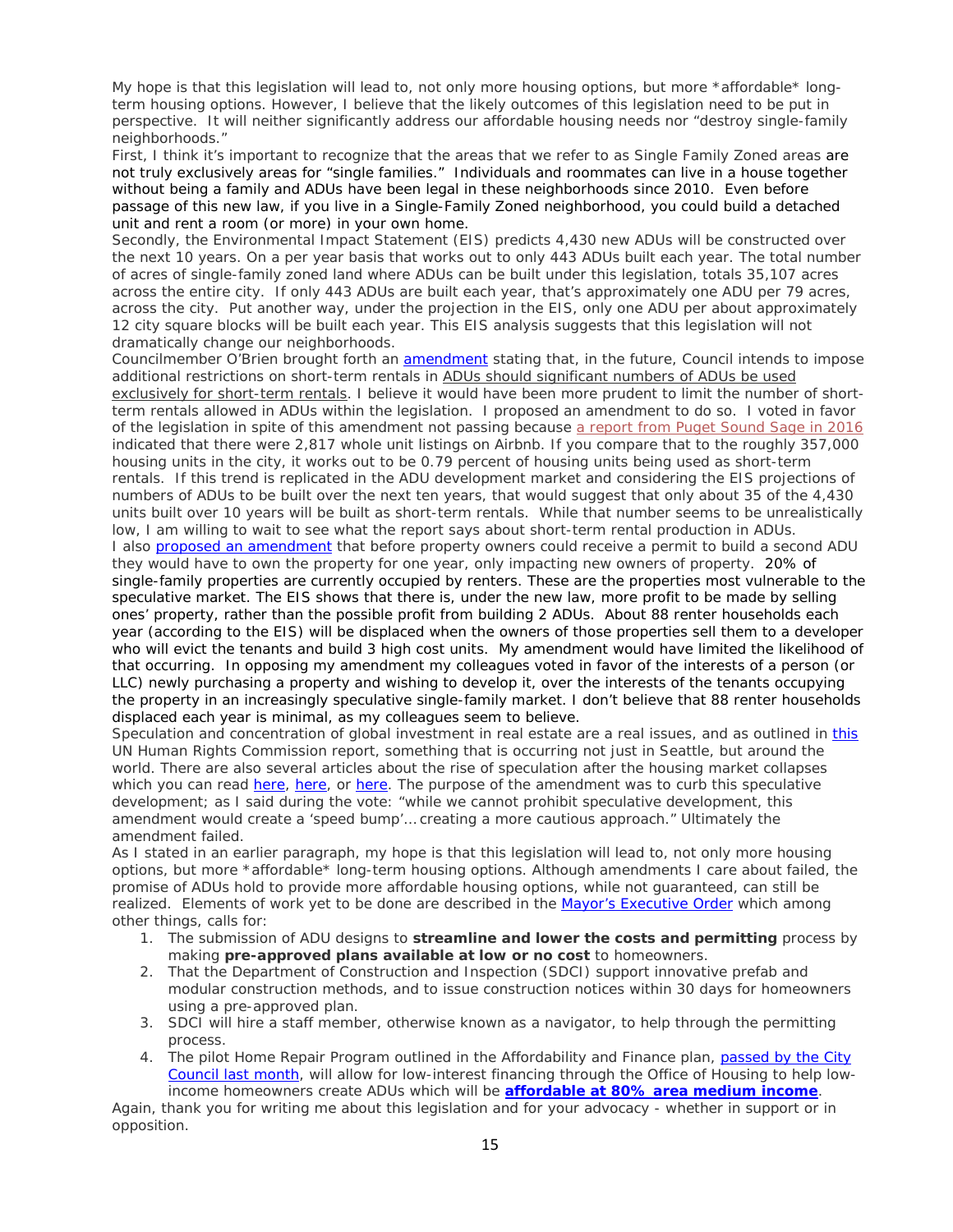My hope is that this legislation will lead to, not only more housing options, but more *affordable* long-term housing options. However, I believe that the likely outcomes of this legislation need to be put in perspective. It will neither significantly address our affordable housing needs nor "destroy single-family neighborhoods."

First, I think it's important to recognize that the areas that we refer to as Single Family Zoned areas are not truly exclusively areas for "single families." Individuals and roommates can live in a house together without being a family and ADUs have been legal in these neighborhoods since 2010. Even before passage of this new law, if you live in a Single-Family Zoned neighborhood, you could build a detached unit and rent a room (or more) in your own home.

Secondly, the Environmental Impact Statement (EIS) predicts 4,430 new ADUs will be constructed over the next 10 years. On a per year basis that works out to only 443 ADUs built each year. The total number of acres of single-family zoned land where ADUs can be built under this legislation, totals 35,107 acres across the entire city. If only 443 ADUs are built each year, that's approximately one ADU per 79 acres, across the city. Put another way, under the projection in the EIS, only one ADU per about approximately 12 city square blocks will be built each year. This EIS analysis suggests that this legislation will not dramatically change our neighborhoods.

Councilmember O'Brien brought forth an amendment stating that, in the future, Council intends to impose additional restrictions on short-term rentals in ADUs should significant numbers of ADUs be used exclusively for short-term rentals. I believe it would have been more prudent to limit the number of short-term rentals allowed in ADUs within the legislation. I proposed an amendment to do so. I voted in favor of the legislation in spite of this amendment not passing because a report from Puget Sound Sage in 2016 indicated that there were 2,817 whole unit listings on Airbnb. If you compare that to the roughly 357,000 housing units in the city, it works out to be 0.79 percent of housing units being used as short-term rentals. If this trend is replicated in the ADU development market and considering the EIS projections of numbers of ADUs to be built over the next ten years, that would suggest that only about 35 of the 4,430 units built over 10 years will be built as short-term rentals. While that number seems to be unrealistically low, I am willing to wait to see what the report says about short-term rental production in ADUs.

I also proposed an amendment that before property owners could receive a permit to build a second ADU they would have to own the property for one year, only impacting new owners of property. 20% of single-family properties are currently occupied by renters. These are the properties most vulnerable to the speculative market. The EIS shows that there is, under the new law, more profit to be made by selling ones' property, rather than the possible profit from building 2 ADUs. About 88 renter households each year (according to the EIS) will be displaced when the owners of those properties sell them to a developer who will evict the tenants and build 3 high cost units. My amendment would have limited the likelihood of that occurring. In opposing my amendment my colleagues voted in favor of the interests of a person (or LLC) newly purchasing a property and wishing to develop it, over the interests of the tenants occupying the property in an increasingly speculative single-family market. I don't believe that 88 renter households displaced each year is minimal, as my colleagues seem to believe.

Speculation and concentration of global investment in real estate are a real issues, and as outlined in this UN Human Rights Commission report, something that is occurring not just in Seattle, but around the world. There are also several articles about the rise of speculation after the housing market collapses which you can read here, here, or here. The purpose of the amendment was to curb this speculative development; as I said during the vote: "while we cannot prohibit speculative development, this amendment would create a 'speed bump'… creating a more cautious approach." Ultimately the amendment failed.

As I stated in an earlier paragraph, my hope is that this legislation will lead to, not only more housing options, but more *affordable* long-term housing options. Although amendments I care about failed, the promise of ADUs hold to provide more affordable housing options, while not guaranteed, can still be realized. Elements of work yet to be done are described in the Mayor's Executive Order which among other things, calls for:

1. The submission of ADU designs to **streamline and lower the costs and permitting** process by making **pre-approved plans available at low or no cost** to homeowners.
2. That the Department of Construction and Inspection (SDCI) support innovative prefab and modular construction methods, and to issue construction notices within 30 days for homeowners using a pre-approved plan.
3. SDCI will hire a staff member, otherwise known as a navigator, to help through the permitting process.
4. The pilot Home Repair Program outlined in the Affordability and Finance plan, passed by the City Council last month, will allow for low-interest financing through the Office of Housing to help low-income homeowners create ADUs which will be **affordable at 80% area medium income**.

Again, thank you for writing me about this legislation and for your advocacy - whether in support or in opposition.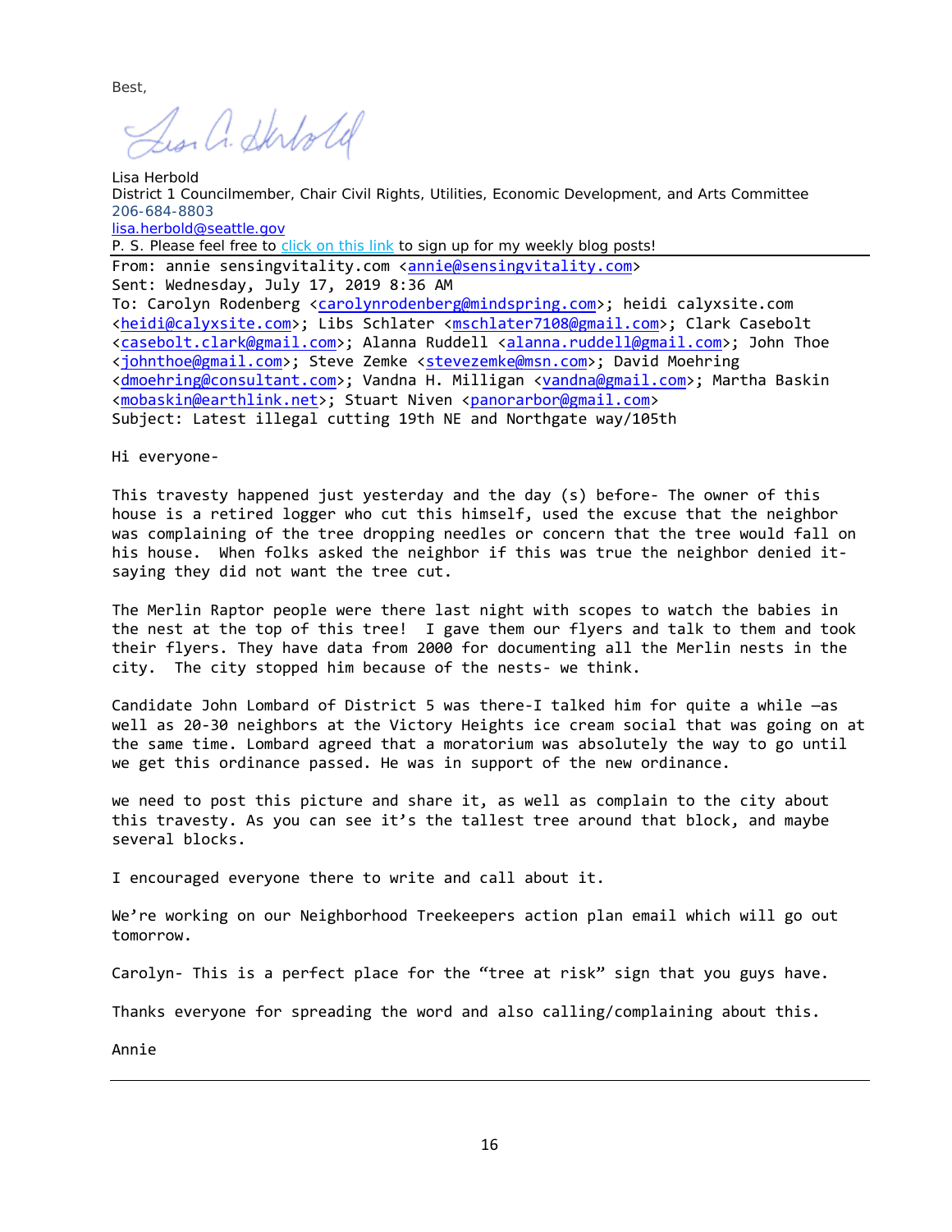Best,

Lisa Herbold
District 1 Councilmember, Chair Civil Rights, Utilities, Economic Development, and Arts Committee
206-684-8803
lisa.herbold@seattle.gov
P. S. Please feel free to click on this link to sign up for my weekly blog posts!

---

From: annie sensingvitality.com <annie@sensingvitality.com>
Sent: Wednesday, July 17, 2019 8:36 AM
To: Carolyn Rodenberg <carolynrodenberg@mindspring.com>; heidi calyxsite.com <heidi@calyxsite.com>; Libs Schlater <mschlater7108@gmail.com>; Clark Casebolt <casebolt.clark@gmail.com>; Alanna Ruddell <alanna.ruddell@gmail.com>; John Thoe <johnthoe@gmail.com>; Steve Zemke <stevezemke@msn.com>; David Moehring <dmoehring@consultant.com>; Vandna H. Milligan <vandna@gmail.com>; Martha Baskin <mobaskin@earthlink.net>; Stuart Niven <panorarbor@gmail.com>
Subject: Latest illegal cutting 19th NE and Northgate way/105th

Hi everyone-

This travesty happened just yesterday and the day (s) before- The owner of this house is a retired logger who cut this himself, used the excuse that the neighbor was complaining of the tree dropping needles or concern that the tree would fall on his house. When folks asked the neighbor if this was true the neighbor denied it- saying they did not want the tree cut.

The Merlin Raptor people were there last night with scopes to watch the babies in the nest at the top of this tree! I gave them our flyers and talk to them and took their flyers. They have data from 2000 for documenting all the Merlin nests in the city. The city stopped him because of the nests- we think.

Candidate John Lombard of District 5 was there-I talked him for quite a while –as well as 20-30 neighbors at the Victory Heights ice cream social that was going on at the same time. Lombard agreed that a moratorium was absolutely the way to go until we get this ordinance passed. He was in support of the new ordinance.

we need to post this picture and share it, as well as complain to the city about this travesty. As you can see it's the tallest tree around that block, and maybe several blocks.

I encouraged everyone there to write and call about it.

We're working on our Neighborhood Treekeepers action plan email which will go out tomorrow.

Carolyn- This is a perfect place for the "tree at risk" sign that you guys have.

Thanks everyone for spreading the word and also calling/complaining about this.

Annie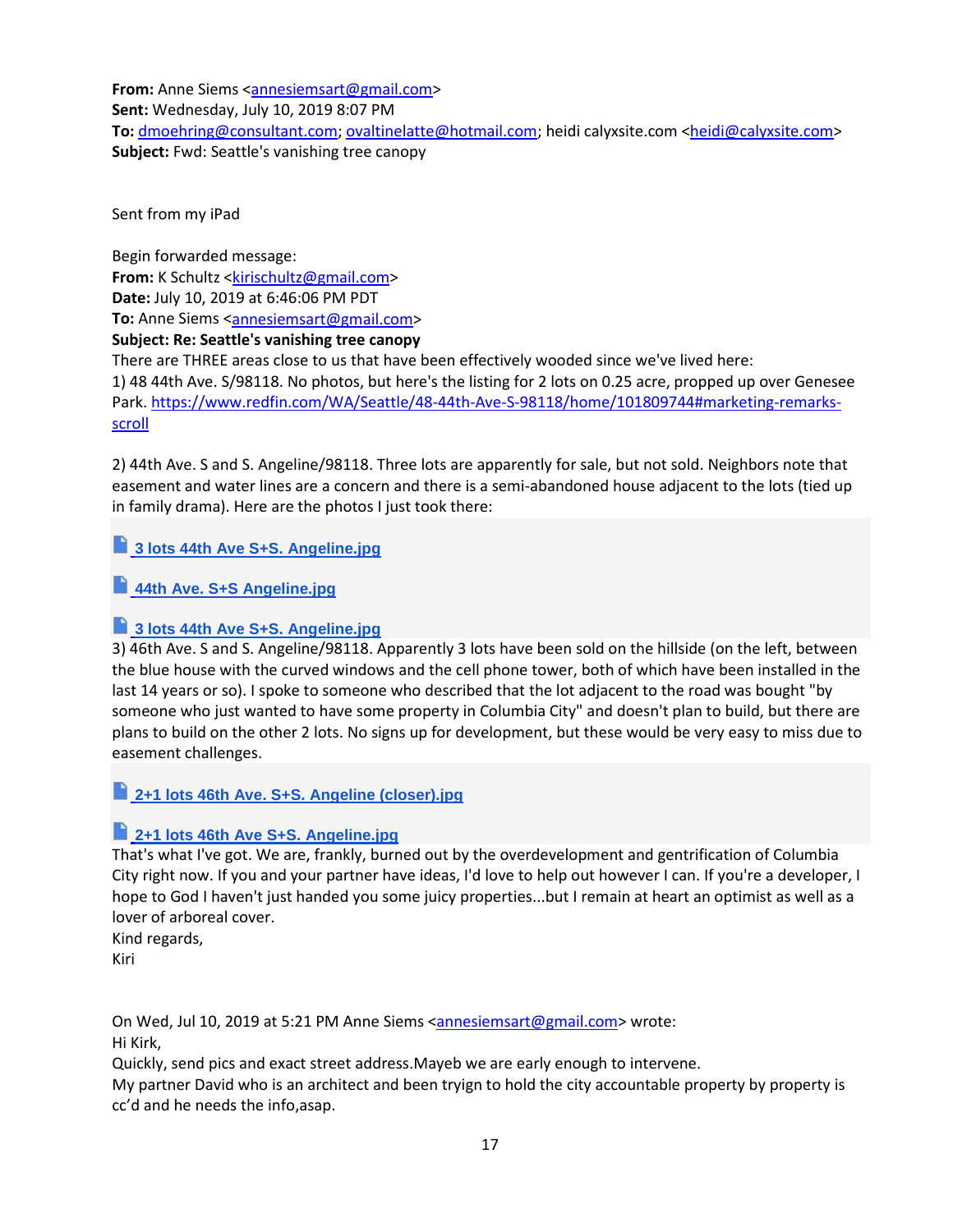**From:** Anne Siems <annesiemsart@gmail.com>
**Sent:** Wednesday, July 10, 2019 8:07 PM
**To:** dmoehring@consultant.com; ovaltinelatte@hotmail.com; heidi calyxsite.com <heidi@calyxsite.com>
**Subject:** Fwd: Seattle's vanishing tree canopy

Sent from my iPad

Begin forwarded message:
**From:** K Schultz <kirischultz@gmail.com>
**Date:** July 10, 2019 at 6:46:06 PM PDT
**To:** Anne Siems <annesiemsart@gmail.com>
**Subject: Re: Seattle's vanishing tree canopy**

There are THREE areas close to us that have been effectively wooded since we've lived here:
1) 48 44th Ave. S/98118. No photos, but here's the listing for 2 lots on 0.25 acre, propped up over Genesee Park. https://www.redfin.com/WA/Seattle/48-44th-Ave-S-98118/home/101809744#marketing-remarks-scroll

2) 44th Ave. S and S. Angeline/98118. Three lots are apparently for sale, but not sold. Neighbors note that easement and water lines are a concern and there is a semi-abandoned house adjacent to the lots (tied up in family drama). Here are the photos I just took there:

**3 lots 44th Ave S+S. Angeline.jpg**

**44th Ave. S+S Angeline.jpg**

**3 lots 44th Ave S+S. Angeline.jpg**

3) 46th Ave. S and S. Angeline/98118. Apparently 3 lots have been sold on the hillside (on the left, between the blue house with the curved windows and the cell phone tower, both of which have been installed in the last 14 years or so). I spoke to someone who described that the lot adjacent to the road was bought "by someone who just wanted to have some property in Columbia City" and doesn't plan to build, but there are plans to build on the other 2 lots. No signs up for development, but these would be very easy to miss due to easement challenges.

**2+1 lots 46th Ave. S+S. Angeline (closer).jpg**

**2+1 lots 46th Ave S+S. Angeline.jpg**

That's what I've got. We are, frankly, burned out by the overdevelopment and gentrification of Columbia City right now. If you and your partner have ideas, I'd love to help out however I can. If you're a developer, I hope to God I haven't just handed you some juicy properties...but I remain at heart an optimist as well as a lover of arboreal cover.
Kind regards,
Kiri

On Wed, Jul 10, 2019 at 5:21 PM Anne Siems <annesiemsart@gmail.com> wrote:
Hi Kirk,
Quickly, send pics and exact street address.Mayeb we are early enough to intervene.
My partner David who is an architect and been tryign to hold the city accountable property by property is cc'd and he needs the info,asap.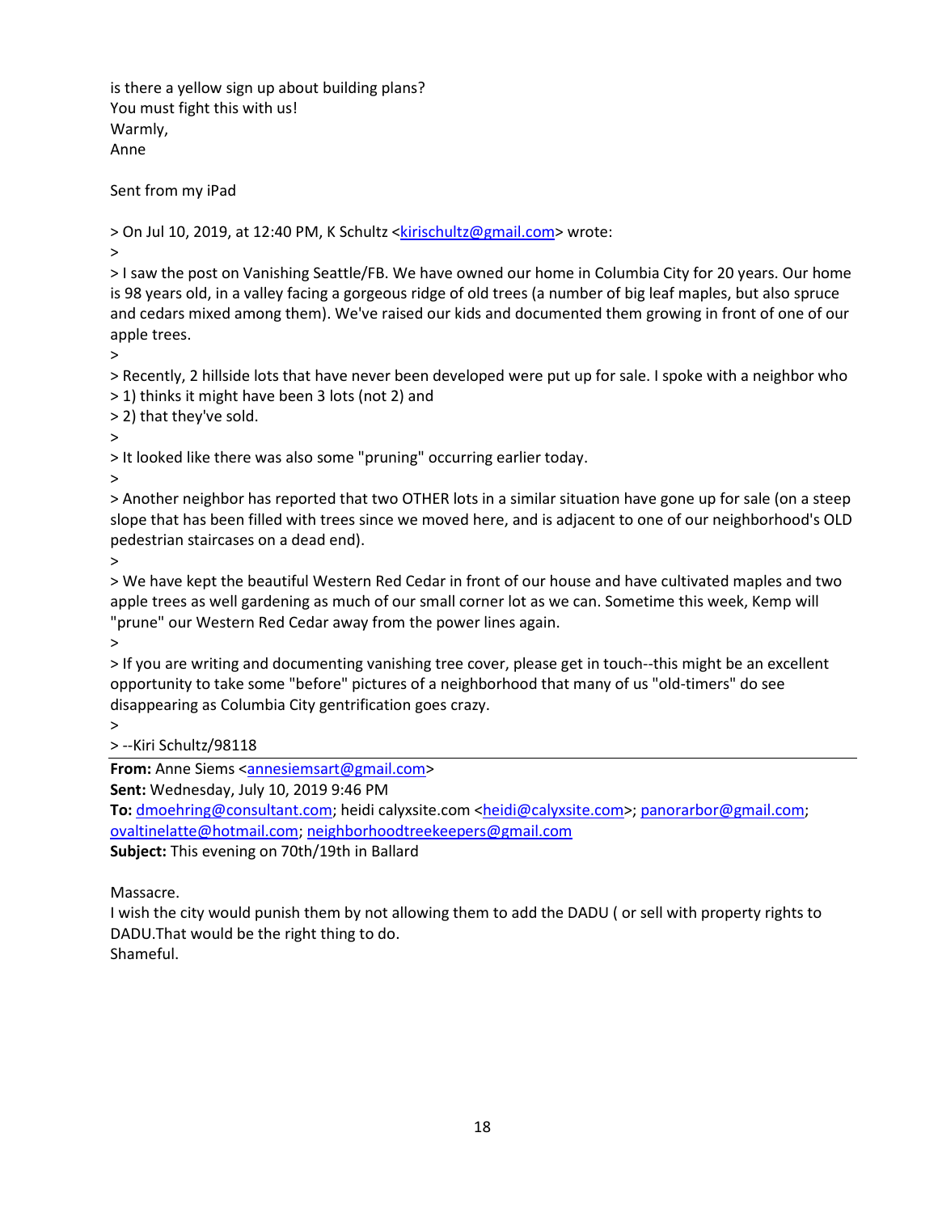is there a yellow sign up about building plans?
You must fight this with us!
Warmly,
Anne

Sent from my iPad

> On Jul 10, 2019, at 12:40 PM, K Schultz <kirischultz@gmail.com> wrote:
>
> I saw the post on Vanishing Seattle/FB. We have owned our home in Columbia City for 20 years. Our home is 98 years old, in a valley facing a gorgeous ridge of old trees (a number of big leaf maples, but also spruce and cedars mixed among them). We've raised our kids and documented them growing in front of one of our apple trees.
>
> Recently, 2 hillside lots that have never been developed were put up for sale. I spoke with a neighbor who
> 1) thinks it might have been 3 lots (not 2) and
> 2) that they've sold.
>
> It looked like there was also some "pruning" occurring earlier today.
>
> Another neighbor has reported that two OTHER lots in a similar situation have gone up for sale (on a steep slope that has been filled with trees since we moved here, and is adjacent to one of our neighborhood's OLD pedestrian staircases on a dead end).
>
> We have kept the beautiful Western Red Cedar in front of our house and have cultivated maples and two apple trees as well gardening as much of our small corner lot as we can. Sometime this week, Kemp will "prune" our Western Red Cedar away from the power lines again.
>
> If you are writing and documenting vanishing tree cover, please get in touch--this might be an excellent opportunity to take some "before" pictures of a neighborhood that many of us "old-timers" do see disappearing as Columbia City gentrification goes crazy.
>
> --Kiri Schultz/98118

---

**From:** Anne Siems <annesiemsart@gmail.com>
**Sent:** Wednesday, July 10, 2019 9:46 PM
**To:** dmoehring@consultant.com; heidi calyxsite.com <heidi@calyxsite.com>; panorarbor@gmail.com; ovaltinelatte@hotmail.com; neighborhoodtreekeepers@gmail.com
**Subject:** This evening on 70th/19th in Ballard

Massacre.
I wish the city would punish them by not allowing them to add the DADU ( or sell with property rights to DADU.That would be the right thing to do.
Shameful.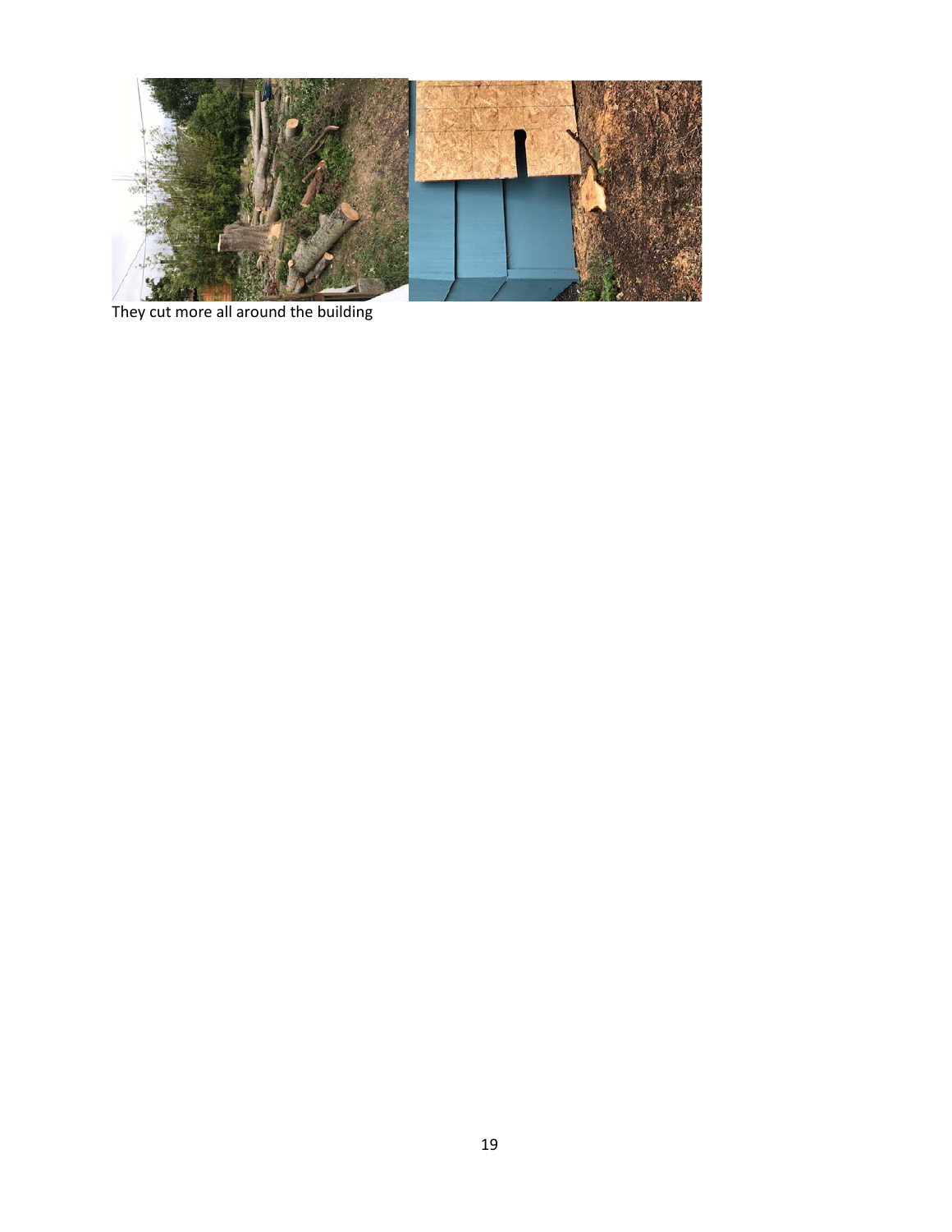They cut more all around the building